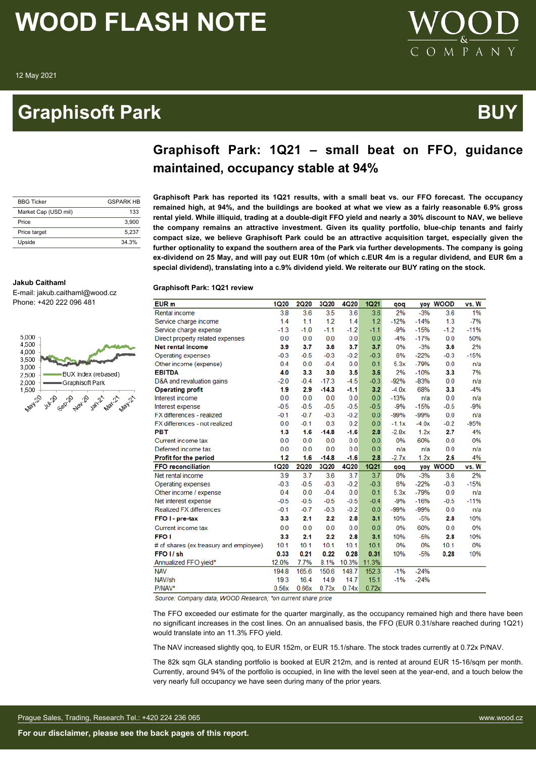# WOOD FLASH NOTE

12 May 2021

## Graphisoft Park — BUY

### Graphisoft Park: 1Q21 – small beat on FFO, guidance maintained, occupancy stable at 94%

| BBG Ticker | GSPARK HB |
|---|---|
| Market Cap (USD mil) | 133 |
| Price | 3,900 |
| Price target | 5,237 |
| Upside | 34.3% |

**Jakub Caithaml**
E-mail: jakub.caithaml@wood.cz
Phone: +420 222 096 481

**Graphisoft Park has reported its 1Q21 results, with a small beat vs. our FFO forecast. The occupancy remained high, at 94%, and the buildings are booked at what we view as a fairly reasonable 6.9% gross rental yield. While illiquid, trading at a double-digit FFO yield and nearly a 30% discount to NAV, we believe the company remains an attractive investment. Given its quality portfolio, blue-chip tenants and fairly compact size, we believe Graphisoft Park could be an attractive acquisition target, especially given the further optionality to expand the southern area of the Park via further developments. The company is going ex-dividend on 25 May, and will pay out EUR 10m (of which c.EUR 4m is a regular dividend, and EUR 6m a special dividend), translating into a c.9% dividend yield. We reiterate our BUY rating on the stock.**

**Graphisoft Park: 1Q21 review**

| EUR m | 1Q20 | 2Q20 | 3Q20 | 4Q20 | 1Q21 | qoq | yoy | WOOD | vs. W |
|---|---|---|---|---|---|---|---|---|---|
| Rental income | 3.8 | 3.6 | 3.5 | 3.6 | 3.6 | 2% | -3% | 3.6 | 1% |
| Service charge income | 1.4 | 1.1 | 1.2 | 1.4 | 1.2 | -12% | -14% | 1.3 | -7% |
| Service charge expense | -1.3 | -1.0 | -1.1 | -1.2 | -1.1 | -9% | -15% | -1.2 | -11% |
| Direct property related expenses | 0.0 | 0.0 | 0.0 | 0.0 | 0.0 | -4% | -17% | 0.0 | 50% |
| **Net rental income** | **3.9** | **3.7** | **3.6** | **3.7** | **3.7** | 0% | -3% | **3.6** | 2% |
| Operating expenses | -0.3 | -0.5 | -0.3 | -0.2 | -0.3 | 6% | -22% | -0.3 | -15% |
| Other income (expense) | 0.4 | 0.0 | -0.4 | 0.0 | 0.1 | 5.3x | -79% | 0.0 | n/a |
| **EBITDA** | **4.0** | **3.3** | **3.0** | **3.5** | **3.6** | 2% | -10% | **3.3** | 7% |
| D&A and revaluation gains | -2.0 | -0.4 | -17.3 | -4.5 | -0.3 | -92% | -83% | 0.0 | n/a |
| **Operating profit** | **1.9** | **2.9** | **-14.3** | **-1.1** | **3.2** | -4.0x | 68% | **3.3** | -4% |
| Interest income | 0.0 | 0.0 | 0.0 | 0.0 | 0.0 | -13% | n/a | 0.0 | n/a |
| Interest expense | -0.5 | -0.5 | -0.5 | -0.5 | -0.5 | -9% | -15% | -0.5 | -9% |
| FX differences - realized | -0.1 | -0.7 | -0.3 | -0.2 | 0.0 | -99% | -99% | 0.0 | n/a |
| FX differences - not realized | 0.0 | -0.1 | 0.3 | 0.2 | 0.0 | -1.1x | -4.0x | -0.2 | -95% |
| **PBT** | **1.3** | **1.6** | **-14.8** | **-1.6** | **2.8** | -2.8x | 1.2x | **2.7** | 4% |
| Current income tax | 0.0 | 0.0 | 0.0 | 0.0 | 0.0 | 0% | 60% | 0.0 | 0% |
| Deferred income tax | 0.0 | 0.0 | 0.0 | 0.0 | 0.0 | n/a | n/a | 0.0 | n/a |
| **Profit for the period** | **1.2** | **1.6** | **-14.8** | **-1.6** | **2.8** | -2.7x | 1.2x | **2.6** | 4% |
| **FFO reconciliation** | **1Q20** | **2Q20** | **3Q20** | **4Q20** | **1Q21** | **qoq** | **yoy** | **WOOD** | **vs. W** |
| Net rental income | 3.9 | 3.7 | 3.6 | 3.7 | 3.7 | 0% | -3% | 3.6 | 2% |
| Operating expenses | -0.3 | -0.5 | -0.3 | -0.2 | -0.3 | 6% | -22% | -0.3 | -15% |
| Other income / expense | 0.4 | 0.0 | -0.4 | 0.0 | 0.1 | 5.3x | -79% | 0.0 | n/a |
| Net interest expense | -0.5 | -0.5 | -0.5 | -0.5 | -0.4 | -9% | -16% | -0.5 | -11% |
| Realized FX differences | -0.1 | -0.7 | -0.3 | -0.2 | 0.0 | -99% | -99% | 0.0 | n/a |
| **FFO I - pre-tax** | **3.3** | **2.1** | **2.2** | **2.8** | **3.1** | 10% | -5% | **2.8** | 10% |
| Current income tax | 0.0 | 0.0 | 0.0 | 0.0 | 0.0 | 0% | 60% | 0.0 | 0% |
| **FFO I** | **3.3** | **2.1** | **2.2** | **2.8** | **3.1** | 10% | -5% | **2.8** | 10% |
| # of shares (ex treasury and employee) | 10.1 | 10.1 | 10.1 | 10.1 | 10.1 | 0% | 0% | 10.1 | 0% |
| **FFO I / sh** | **0.33** | **0.21** | **0.22** | **0.28** | **0.31** | 10% | -5% | **0.28** | 10% |
| Annualized FFO yield* | 12.0% | 7.7% | 8.1% | 10.3% | 11.3% | | | | |
| NAV | 194.8 | 165.6 | 150.6 | 148.7 | 152.3 | -1% | -24% | | |
| NAV/sh | 19.3 | 16.4 | 14.9 | 14.7 | 15.1 | -1% | -24% | | |
| P/NAV* | 0.56x | 0.66x | 0.73x | 0.74x | 0.72x | | | | |

*Source: Company data, WOOD Research; \*on current share price*

The FFO exceeded our estimate for the quarter marginally, as the occupancy remained high and there have been no significant increases in the cost lines. On an annualised basis, the FFO (EUR 0.31/share reached during 1Q21) would translate into an 11.3% FFO yield.

The NAV increased slightly qoq, to EUR 152m, or EUR 15.1/share. The stock trades currently at 0.72x P/NAV.

The 82k sqm GLA standing portfolio is booked at EUR 212m, and is rented at around EUR 15-16/sqm per month. Currently, around 94% of the portfolio is occupied, in line with the level seen at the year-end, and a touch below the very nearly full occupancy we have seen during many of the prior years.

Prague Sales, Trading, Research Tel.: +420 224 236 065 — www.wood.cz

**For our disclaimer, please see the back pages of this report.**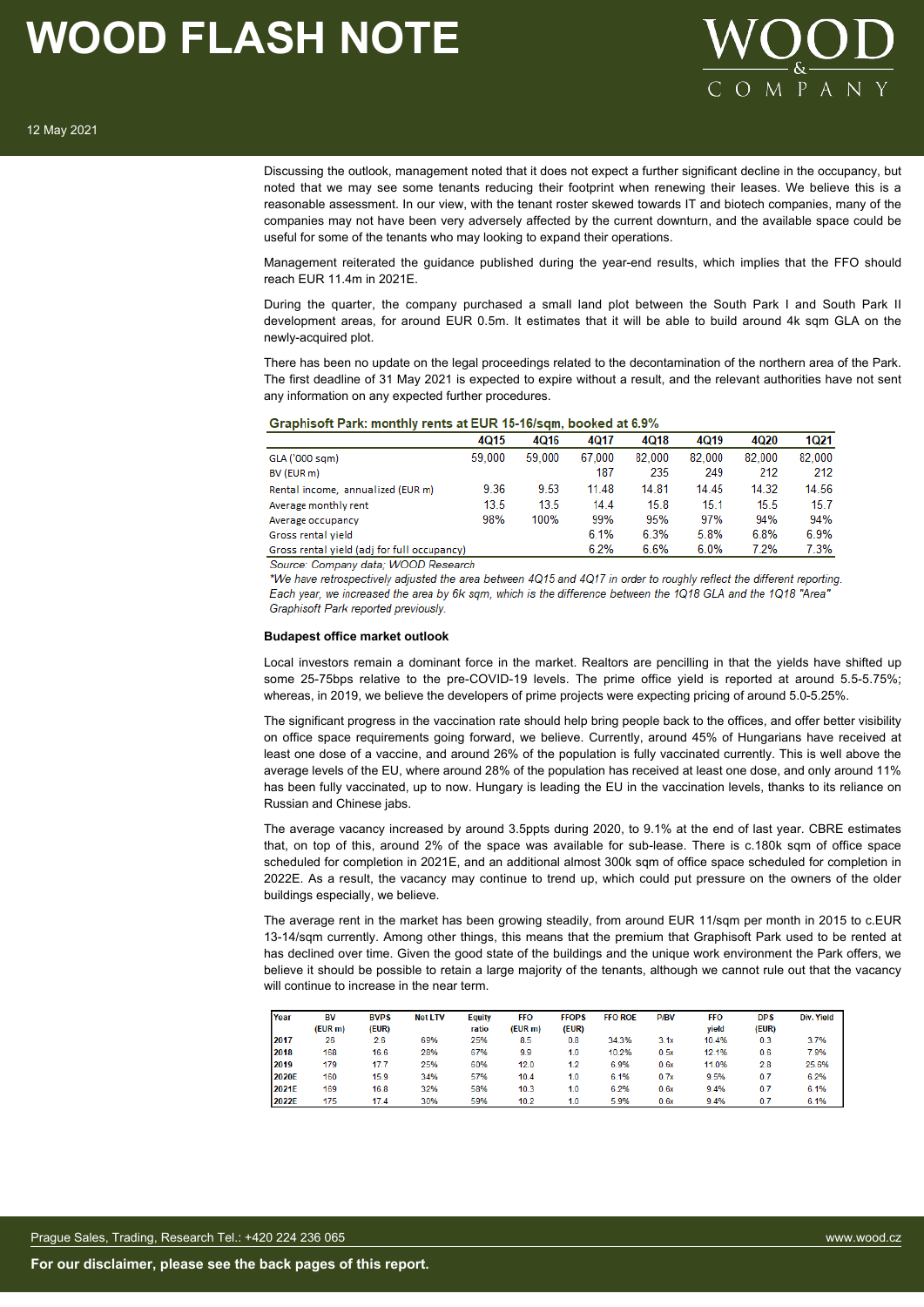Discussing the outlook, management noted that it does not expect a further significant decline in the occupancy, but noted that we may see some tenants reducing their footprint when renewing their leases. We believe this is a reasonable assessment. In our view, with the tenant roster skewed towards IT and biotech companies, many of the companies may not have been very adversely affected by the current downturn, and the available space could be useful for some of the tenants who may looking to expand their operations.

Management reiterated the guidance published during the year-end results, which implies that the FFO should reach EUR 11.4m in 2021E.

During the quarter, the company purchased a small land plot between the South Park I and South Park II development areas, for around EUR 0.5m. It estimates that it will be able to build around 4k sqm GLA on the newly-acquired plot.

There has been no update on the legal proceedings related to the decontamination of the northern area of the Park. The first deadline of 31 May 2021 is expected to expire without a result, and the relevant authorities have not sent any information on any expected further procedures.

**Graphisoft Park: monthly rents at EUR 15-16/sqm, booked at 6.9%**

| | 4Q15 | 4Q16 | 4Q17 | 4Q18 | 4Q19 | 4Q20 | 1Q21 |
|---|---|---|---|---|---|---|---|
| GLA ('000 sqm) | 59,000 | 59,000 | 67,000 | 82,000 | 82,000 | 82,000 | 82,000 |
| BV (EUR m) | | | 187 | 235 | 249 | 212 | 212 |
| Rental income, annualized (EUR m) | 9.36 | 9.53 | 11.48 | 14.81 | 14.45 | 14.32 | 14.56 |
| Average monthly rent | 13.5 | 13.5 | 14.4 | 15.8 | 15.1 | 15.5 | 15.7 |
| Average occupancy | 98% | 100% | 99% | 95% | 97% | 94% | 94% |
| Gross rental yield | | | 6.1% | 6.3% | 5.8% | 6.8% | 6.9% |
| Gross rental yield (adj for full occupancy) | | | 6.2% | 6.6% | 6.0% | 7.2% | 7.3% |

*Source: Company data; WOOD Research*

*\*We have retrospectively adjusted the area between 4Q15 and 4Q17 in order to roughly reflect the different reporting. Each year, we increased the area by 6k sqm, which is the difference between the 1Q18 GLA and the 1Q18 "Area" Graphisoft Park reported previously.*

**Budapest office market outlook**

Local investors remain a dominant force in the market. Realtors are pencilling in that the yields have shifted up some 25-75bps relative to the pre-COVID-19 levels. The prime office yield is reported at around 5.5-5.75%; whereas, in 2019, we believe the developers of prime projects were expecting pricing of around 5.0-5.25%.

The significant progress in the vaccination rate should help bring people back to the offices, and offer better visibility on office space requirements going forward, we believe. Currently, around 45% of Hungarians have received at least one dose of a vaccine, and around 26% of the population is fully vaccinated currently. This is well above the average levels of the EU, where around 28% of the population has received at least one dose, and only around 11% has been fully vaccinated, up to now. Hungary is leading the EU in the vaccination levels, thanks to its reliance on Russian and Chinese jabs.

The average vacancy increased by around 3.5ppts during 2020, to 9.1% at the end of last year. CBRE estimates that, on top of this, around 2% of the space was available for sub-lease. There is c.180k sqm of office space scheduled for completion in 2021E, and an additional almost 300k sqm of office space scheduled for completion in 2022E. As a result, the vacancy may continue to trend up, which could put pressure on the owners of the older buildings especially, we believe.

The average rent in the market has been growing steadily, from around EUR 11/sqm per month in 2015 to c.EUR 13-14/sqm currently. Among other things, this means that the premium that Graphisoft Park used to be rented at has declined over time. Given the good state of the buildings and the unique work environment the Park offers, we believe it should be possible to retain a large majority of the tenants, although we cannot rule out that the vacancy will continue to increase in the near term.

| Year | BV (EUR m) | BVPS (EUR) | Net LTV | Equity ratio | FFO (EUR m) | FFOPS (EUR) | FFO ROE | P/BV | FFO yield | DPS (EUR) | Div. Yield |
|---|---|---|---|---|---|---|---|---|---|---|---|
| 2017 | 26 | 2.6 | 69% | 25% | 8.5 | 0.8 | 34.3% | 3.1x | 10.4% | 0.3 | 3.7% |
| 2018 | 168 | 16.6 | 28% | 67% | 9.9 | 1.0 | 10.2% | 0.5x | 12.1% | 0.6 | 7.9% |
| 2019 | 179 | 17.7 | 25% | 60% | 12.0 | 1.2 | 6.9% | 0.6x | 11.0% | 2.8 | 25.6% |
| 2020E | 160 | 15.9 | 34% | 57% | 10.4 | 1.0 | 6.1% | 0.7x | 9.5% | 0.7 | 6.2% |
| 2021E | 169 | 16.8 | 32% | 58% | 10.3 | 1.0 | 6.2% | 0.6x | 9.4% | 0.7 | 6.1% |
| 2022E | 175 | 17.4 | 30% | 59% | 10.2 | 1.0 | 5.9% | 0.6x | 9.4% | 0.7 | 6.1% |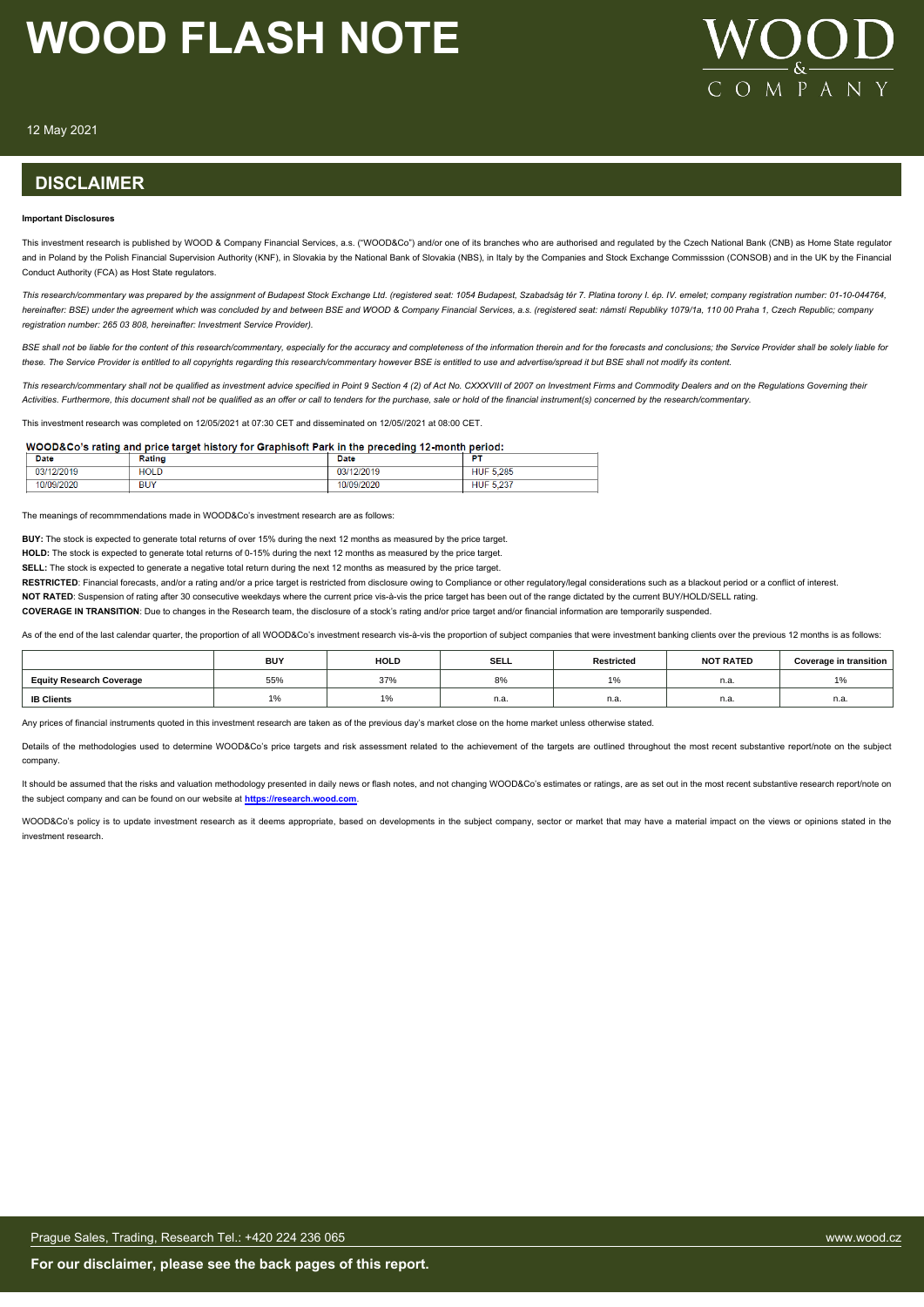## DISCLAIMER

**Important Disclosures**

This investment research is published by WOOD & Company Financial Services, a.s. ("WOOD&Co") and/or one of its branches who are authorised and regulated by the Czech National Bank (CNB) as Home State regulator and in Poland by the Polish Financial Supervision Authority (KNF), in Slovakia by the National Bank of Slovakia (NBS), in Italy by the Companies and Stock Exchange Commisssion (CONSOB) and in the UK by the Financial Conduct Authority (FCA) as Host State regulators.

*This research/commentary was prepared by the assignment of Budapest Stock Exchange Ltd. (registered seat: 1054 Budapest, Szabadság tér 7. Platina torony I. ép. IV. emelet; company registration number: 01-10-044764, hereinafter: BSE) under the agreement which was concluded by and between BSE and WOOD & Company Financial Services, a.s. (registered seat: námstí Republiky 1079/1a, 110 00 Praha 1, Czech Republic; company registration number: 265 03 808, hereinafter: Investment Service Provider).*

*BSE shall not be liable for the content of this research/commentary, especially for the accuracy and completeness of the information therein and for the forecasts and conclusions; the Service Provider shall be solely liable for these. The Service Provider is entitled to all copyrights regarding this research/commentary however BSE is entitled to use and advertise/spread it but BSE shall not modify its content.*

*This research/commentary shall not be qualified as investment advice specified in Point 9 Section 4 (2) of Act No. CXXXVIII of 2007 on Investment Firms and Commodity Dealers and on the Regulations Governing their Activities. Furthermore, this document shall not be qualified as an offer or call to tenders for the purchase, sale or hold of the financial instrument(s) concerned by the research/commentary.*

This investment research was completed on 12/05/2021 at 07:30 CET and disseminated on 12/05//2021 at 08:00 CET.

**WOOD&Co's rating and price target history for Graphisoft Park in the preceding 12-month period:**

| Date | Rating | Date | PT |
|---|---|---|---|
| 03/12/2019 | HOLD | 03/12/2019 | HUF 5,285 |
| 10/09/2020 | BUY | 10/09/2020 | HUF 5,237 |

The meanings of recommmendations made in WOOD&Co's investment research are as follows:

**BUY:** The stock is expected to generate total returns of over 15% during the next 12 months as measured by the price target.

**HOLD:** The stock is expected to generate total returns of 0-15% during the next 12 months as measured by the price target.

**SELL:** The stock is expected to generate a negative total return during the next 12 months as measured by the price target.

**RESTRICTED**: Financial forecasts, and/or a rating and/or a price target is restricted from disclosure owing to Compliance or other regulatory/legal considerations such as a blackout period or a conflict of interest.

**NOT RATED**: Suspension of rating after 30 consecutive weekdays where the current price vis-à-vis the price target has been out of the range dictated by the current BUY/HOLD/SELL rating.

**COVERAGE IN TRANSITION**: Due to changes in the Research team, the disclosure of a stock's rating and/or price target and/or financial information are temporarily suspended.

As of the end of the last calendar quarter, the proportion of all WOOD&Co's investment research vis-à-vis the proportion of subject companies that were investment banking clients over the previous 12 months is as follows:

| | BUY | HOLD | SELL | Restricted | NOT RATED | Coverage in transition |
|---|---|---|---|---|---|---|
| **Equity Research Coverage** | 55% | 37% | 8% | 1% | n.a. | 1% |
| **IB Clients** | 1% | 1% | n.a. | n.a. | n.a. | n.a. |

Any prices of financial instruments quoted in this investment research are taken as of the previous day's market close on the home market unless otherwise stated.

Details of the methodologies used to determine WOOD&Co's price targets and risk assessment related to the achievement of the targets are outlined throughout the most recent substantive report/note on the subject company.

It should be assumed that the risks and valuation methodology presented in daily news or flash notes, and not changing WOOD&Co's estimates or ratings, are as set out in the most recent substantive research report/note on the subject company and can be found on our website at **https://research.wood.com**.

WOOD&Co's policy is to update investment research as it deems appropriate, based on developments in the subject company, sector or market that may have a material impact on the views or opinions stated in the investment research.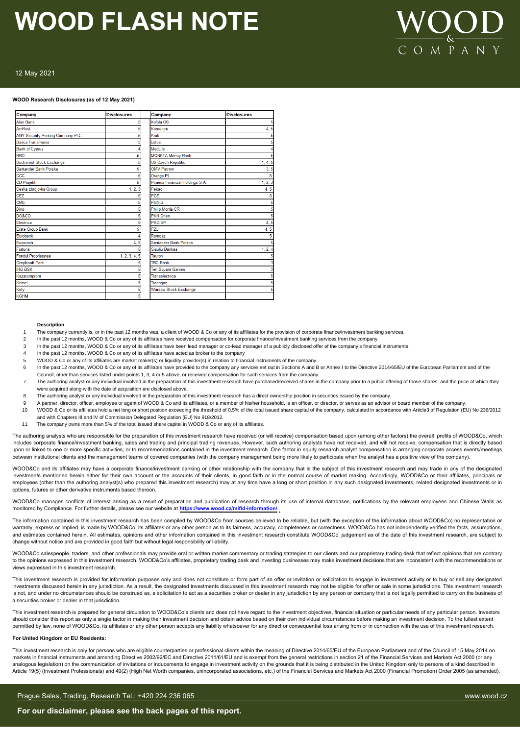**WOOD Research Disclosures (as of 12 May 2021)**

| Company | Disclosures | Company | Disclosures |
|---|---|---|---|
| Alior Bank | 5 | Kofola CS | 5 |
| AmRest | 5 | Komercni | 4, 5 |
| ANY Security Printing Company PLC | 5 | Kruk | 5 |
| Banca Transilvania | 5 | Lotos | 5 |
| Bank of Cyprus | 4 | MedLife | 4 |
| BRD | 5 | MONETA Money Bank | 5 |
| Bucharest Stock Exchange | 5 | O2 Czech Republic | 1, 4, 5 |
| Santander Bank Polska | 5 | OMV Petrom | 3, 5 |
| CCC | 5 | Orange PL | 5 |
| CD Projekt | 5 | Piraeus Financial Holdings S.A. | 1, 2, 3 |
| Ceska zbrojovka Group | 1, 2, 3 | Pekao | 4, 5 |
| CEZ | 5 | PGE | 5 |
| CME | 5 | PGNiG | 5 |
| Dino | 5 | Philip Morris CR | 5 |
| DO&CO | 5 | PKN Orlen | 5 |
| Electrica | 5 | PKO BP | 4, 5 |
| Erste Group Bank | 5 | PZU | 4, 5 |
| Eurobank | 4 | Romgaz | 5 |
| Eurocash | 4, 5 | Santander Bank Polska | 5 |
| Fortuna | 5 | Siauliu Bankas | 1, 2, 4 |
| Fondul Proprietatea | 1, 2, 3, 4, 5 | Tauron | 5 |
| Graphisoft Park | 5 | TBC Bank | 3 |
| ING BSK | 5 | Ten Square Games | 3 |
| Kazatomprom | 5 | Transelectrica | 5 |
| Kernel | 5 | Transgaz | 5 |
| Kety | 5 | Warsaw Stock Exchange | 5 |
| KGHM | 5 | | |

**Description**

1. The company currently is, or in the past 12 months was, a client of WOOD & Co or any of its affiliates for the provision of corporate finance/investment banking services.
2. In the past 12 months, WOOD & Co or any of its affiliates have received compensation for corporate finance/investment banking services from the company.
3. In the past 12 months, WOOD & Co or any of its affiliates have been lead manager or co-lead manager of a publicly disclosed offer of the company's financial instruments.
4. In the past 12 months, WOOD & Co or any of its affiliates have acted as broker to the company
5. WOOD & Co or any of its affiliates are market maker(s) or liquidity provider(s) in relation to financial instruments of the company.
6. In the past 12 months, WOOD & Co or any of its affiliates have provided to the company any services set out in Sections A and B or Annex I to the Directive 2014/65/EU of the European Parliament and of the Council, other than services listed under points 1, 3, 4 or 5 above, or received compensation for such services from the company.
7. The authoring analyst or any individual involved in the preparation of this investment research have purchased/received shares in the company prior to a public offering of those shares; and the price at which they were acquired along with the date of acquisition are disclosed above.
8. The authoring analyst or any individual involved in the preparation of this investment research has a direct ownership position in securities issued by the company.
9. A partner, director, officer, employee or agent of WOOD & Co and its affiliates, or a member of his/her household, is an officer, or director, or serves as an advisor or board member of the company.
10. WOOD & Co or its affiliates hold a net long or short position exceeding the threshold of 0,5% of the total issued share capital of the company, calculated in accordance with Article3 of Regulation (EU) No 236/2012 and with Chapters III and IV of Commission Delegated Regulation (EU) No 918/2012.
11. The company owns more than 5% of the total issued share capital in WOOD & Co or any of its affiliates.

The authoring analysts who are responsible for the preparation of this investment research have received (or will receive) compensation based upon (among other factors) the overall profits of WOOD&Co, which includes corporate finance/investment banking, sales and trading and principal trading revenues. However, such authoring analysts have not received, and will not receive, compensation that is directly based upon or linked to one or more specific activities, or to recommendations contained in the investment research. One factor in equity research analyst compensation is arranging corporate access events/meetings between institutional clients and the management teams of covered companies (with the company management being more likely to participate when the analyst has a positive view of the company).

WOOD&Co and its affiliates may have a corporate finance/investment banking or other relationship with the company that is the subject of this investment research and may trade in any of the designated investments mentioned herein either for their own account or the accounts of their clients, in good faith or in the normal course of market making. Accordingly, WOOD&Co or their affiliates, principals or employees (other than the authoring analyst(s) who prepared this investment research) may at any time have a long or short position in any such designated investments, related designated investments or in options, futures or other derivative instruments based thereon.

WOOD&Co manages conflicts of interest arising as a result of preparation and publication of research through its use of internal databases, notifications by the relevant employees and Chinese Walls as monitored by Compliance. For further details, please see our website at **https://www.wood.cz/mifid-information/**.

The information contained in this investment research has been compiled by WOOD&Co from sources believed to be reliable, but (with the exception of the information about WOOD&Co) no representation or warranty, express or implied, is made by WOOD&Co, its affiliates or any other person as to its fairness, accuracy, completeness or correctness. WOOD&Co has not independently verified the facts, assumptions, and estimates contained herein. All estimates, opinions and other information contained in this investment research constitute WOOD&Co' judgement as of the date of this investment research, are subject to change without notice and are provided in good faith but without legal responsibility or liability.

WOOD&Co salespeople, traders, and other professionals may provide oral or written market commentary or trading strategies to our clients and our proprietary trading desk that reflect opinions that are contrary to the opinions expressed in this investment research. WOOD&Co's affiliates, proprietary trading desk and investing businesses may make investment decisions that are inconsistent with the recommendations or views expressed in this investment research.

This investment research is provided for information purposes only and does not constitute or form part of an offer or invitation or solicitation to engage in investment activity or to buy or sell any designated investments discussed herein in any jurisdiction. As a result, the designated investments discussed in this investment research may not be eligible for offer or sale in some jurisdictions. This investment research is not, and under no circumstances should be construed as, a solicitation to act as a securities broker or dealer in any jurisdiction by any person or company that is not legally permitted to carry on the business of a securities broker or dealer in that jurisdiction.

This investment research is prepared for general circulation to WOOD&Co's clients and does not have regard to the investment objectives, financial situation or particular needs of any particular person. Investors should consider this report as only a single factor in making their investment decision and obtain advice based on their own individual circumstances before making an investment decision. To the fullest extent permitted by law, none of WOOD&Co, its affiliates or any other person accepts any liability whatsoever for any direct or consequential loss arising from or in connection with the use of this investment research.

**For United Kingdom or EU Residents:**

This investment research is only for persons who are eligible counterparties or professional clients within the meaning of Directive 2014/65/EU of the European Parliament and of the Council of 15 May 2014 on markets in financial instruments and amending Directive 2002/92/EC and Directive 2011/61/EU and is exempt from the general restrictions in section 21 of the Financial Services and Markets Act 2000 (or any analogous legislation) on the communication of invitations or inducements to engage in investment activity on the grounds that it is being distributed in the United Kingdom only to persons of a kind described in Article 19(5) (Investment Professionals) and 49(2) (High Net Worth companies, unincorporated associations, etc.) of the Financial Services and Markets Act 2000 (Financial Promotion) Order 2005 (as amended).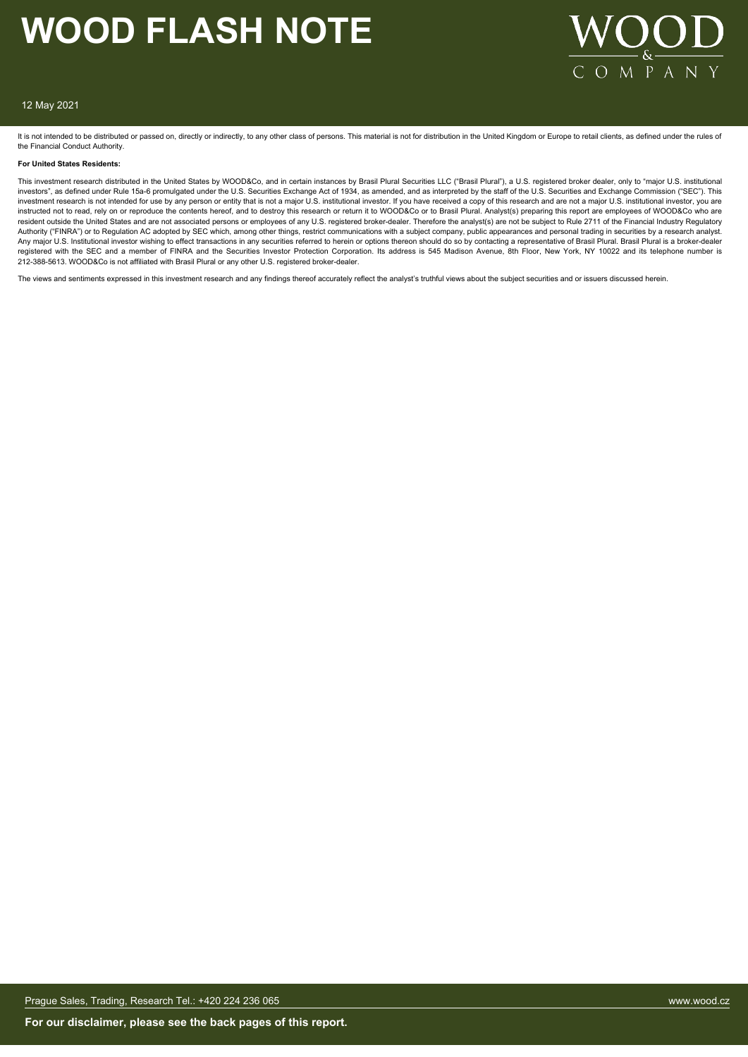It is not intended to be distributed or passed on, directly or indirectly, to any other class of persons. This material is not for distribution in the United Kingdom or Europe to retail clients, as defined under the rules of the Financial Conduct Authority.

**For United States Residents:**

This investment research distributed in the United States by WOOD&Co, and in certain instances by Brasil Plural Securities LLC ("Brasil Plural"), a U.S. registered broker dealer, only to "major U.S. institutional investors", as defined under Rule 15a-6 promulgated under the U.S. Securities Exchange Act of 1934, as amended, and as interpreted by the staff of the U.S. Securities and Exchange Commission ("SEC"). This investment research is not intended for use by any person or entity that is not a major U.S. institutional investor. If you have received a copy of this research and are not a major U.S. institutional investor, you are instructed not to read, rely on or reproduce the contents hereof, and to destroy this research or return it to WOOD&Co or to Brasil Plural. Analyst(s) preparing this report are employees of WOOD&Co who are resident outside the United States and are not associated persons or employees of any U.S. registered broker-dealer. Therefore the analyst(s) are not be subject to Rule 2711 of the Financial Industry Regulatory Authority ("FINRA") or to Regulation AC adopted by SEC which, among other things, restrict communications with a subject company, public appearances and personal trading in securities by a research analyst. Any major U.S. Institutional investor wishing to effect transactions in any securities referred to herein or options thereon should do so by contacting a representative of Brasil Plural. Brasil Plural is a broker-dealer registered with the SEC and a member of FINRA and the Securities Investor Protection Corporation. Its address is 545 Madison Avenue, 8th Floor, New York, NY 10022 and its telephone number is 212-388-5613. WOOD&Co is not affiliated with Brasil Plural or any other U.S. registered broker-dealer.

The views and sentiments expressed in this investment research and any findings thereof accurately reflect the analyst's truthful views about the subject securities and or issuers discussed herein.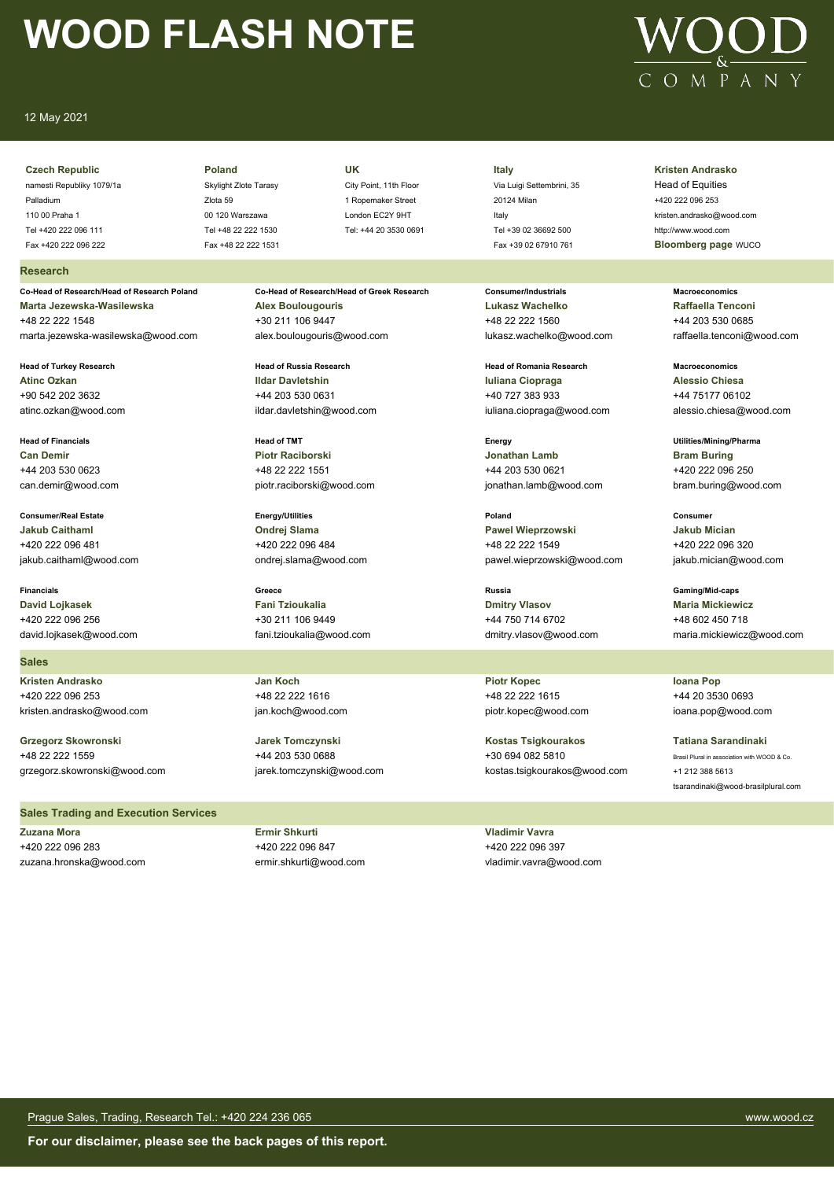# WOOD FLASH NOTE

12 May 2021

**Czech Republic**
namesti Republiky 1079/1a
Palladium
110 00 Praha 1
Tel +420 222 096 111
Fax +420 222 096 222

**Poland**
Skylight Zlote Tarasy
Zlota 59
00 120 Warszawa
Tel +48 22 222 1530
Fax +48 22 222 1531

**UK**
City Point, 11th Floor
1 Ropemaker Street
London EC2Y 9HT
Tel: +44 20 3530 0691

**Italy**
Via Luigi Settembrini, 35
20124 Milan
Italy
Tel +39 02 36692 500
Fax +39 02 67910 761

**Kristen Andrasko**
Head of Equities
+420 222 096 253
kristen.andrasko@wood.com
http://www.wood.com
**Bloomberg page** WUCO

## Research

**Co-Head of Research/Head of Research Poland**
**Marta Jezewska-Wasilewska**
+48 22 222 1548
marta.jezewska-wasilewska@wood.com

**Co-Head of Research/Head of Greek Research**
**Alex Boulougouris**
+30 211 106 9447
alex.boulougouris@wood.com

**Consumer/Industrials**
**Lukasz Wachelko**
+48 22 222 1560
lukasz.wachelko@wood.com

**Macroeconomics**
**Raffaella Tenconi**
+44 203 530 0685
raffaella.tenconi@wood.com

**Head of Turkey Research**
**Atinc Ozkan**
+90 542 202 3632
atinc.ozkan@wood.com

**Head of Russia Research**
**Ildar Davletshin**
+44 203 530 0631
ildar.davletshin@wood.com

**Head of Romania Research**
**Iuliana Ciopraga**
+40 727 383 933
iuliana.ciopraga@wood.com

**Macroeconomics**
**Alessio Chiesa**
+44 75177 06102
alessio.chiesa@wood.com

**Head of Financials**
**Can Demir**
+44 203 530 0623
can.demir@wood.com

**Head of TMT**
**Piotr Raciborski**
+48 22 222 1551
piotr.raciborski@wood.com

**Energy**
**Jonathan Lamb**
+44 203 530 0621
jonathan.lamb@wood.com

**Utilities/Mining/Pharma**
**Bram Buring**
+420 222 096 250
bram.buring@wood.com

**Consumer/Real Estate**
**Jakub Caithaml**
+420 222 096 481
jakub.caithaml@wood.com

**Energy/Utilities**
**Ondrej Slama**
+420 222 096 484
ondrej.slama@wood.com

**Poland**
**Pawel Wieprzowski**
+48 22 222 1549
pawel.wieprzowski@wood.com

**Consumer**
**Jakub Mician**
+420 222 096 320
jakub.mician@wood.com

**Financials**
**David Lojkasek**
+420 222 096 256
david.lojkasek@wood.com

**Greece**
**Fani Tzioukalia**
+30 211 106 9449
fani.tzioukalia@wood.com

**Russia**
**Dmitry Vlasov**
+44 750 714 6702
dmitry.vlasov@wood.com

**Gaming/Mid-caps**
**Maria Mickiewicz**
+48 602 450 718
maria.mickiewicz@wood.com

## Sales

**Kristen Andrasko**
+420 222 096 253
kristen.andrasko@wood.com

**Jan Koch**
+48 22 222 1616
jan.koch@wood.com

**Piotr Kopec**
+48 22 222 1615
piotr.kopec@wood.com

**Ioana Pop**
+44 20 3530 0693
ioana.pop@wood.com

**Grzegorz Skowronski**
+48 22 222 1559
grzegorz.skowronski@wood.com

**Jarek Tomczynski**
+44 203 530 0688
jarek.tomczynski@wood.com

**Kostas Tsigkourakos**
+30 694 082 5810
kostas.tsigkourakos@wood.com

**Tatiana Sarandinaki**
Brasil Plural in association with WOOD & Co.
+1 212 388 5613
tsarandinaki@wood-brasilplural.com

## Sales Trading and Execution Services

**Zuzana Mora**
+420 222 096 283
zuzana.hronska@wood.com

**Ermir Shkurti**
+420 222 096 847
ermir.shkurti@wood.com

**Vladimir Vavra**
+420 222 096 397
vladimir.vavra@wood.com

Prague Sales, Trading, Research Tel.: +420 224 236 065 www.wood.cz

**For our disclaimer, please see the back pages of this report.**